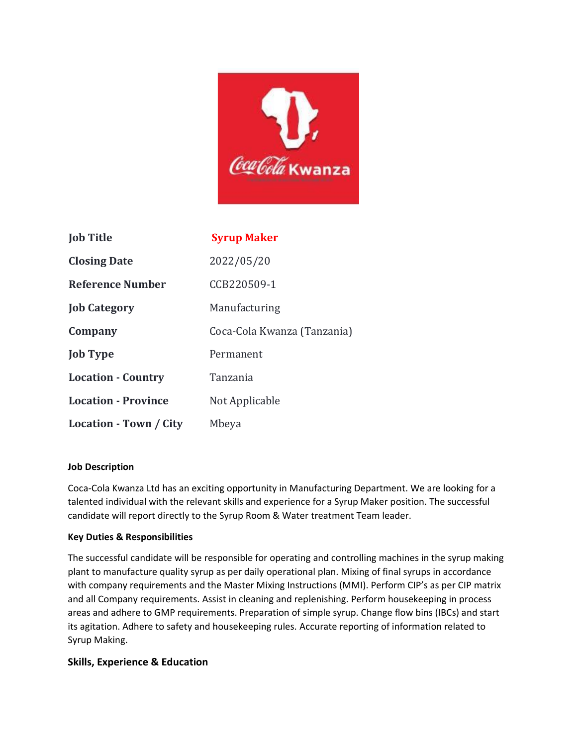| Job Title | **Syrup Maker** |
| --- | --- |
| Closing Date | 2022/05/20 |
| Reference Number | CCB220509-1 |
| Job Category | Manufacturing |
| Company | Coca-Cola Kwanza (Tanzania) |
| Job Type | Permanent |
| Location - Country | Tanzania |
| Location - Province | Not Applicable |
| Location - Town / City | Mbeya |

**Job Description**

Coca-Cola Kwanza Ltd has an exciting opportunity in Manufacturing Department. We are looking for a talented individual with the relevant skills and experience for a Syrup Maker position. The successful candidate will report directly to the Syrup Room & Water treatment Team leader.

**Key Duties & Responsibilities**

The successful candidate will be responsible for operating and controlling machines in the syrup making plant to manufacture quality syrup as per daily operational plan. Mixing of final syrups in accordance with company requirements and the Master Mixing Instructions (MMI). Perform CIP's as per CIP matrix and all Company requirements. Assist in cleaning and replenishing. Perform housekeeping in process areas and adhere to GMP requirements. Preparation of simple syrup. Change flow bins (IBCs) and start its agitation. Adhere to safety and housekeeping rules. Accurate reporting of information related to Syrup Making.

**Skills, Experience & Education**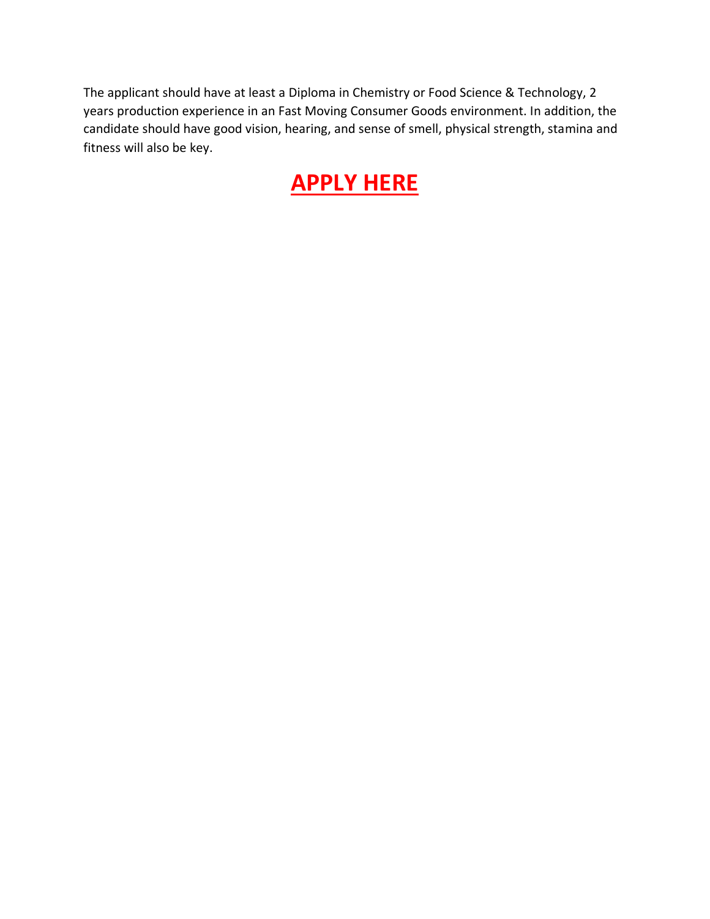The applicant should have at least a Diploma in Chemistry or Food Science & Technology, 2 years production experience in an Fast Moving Consumer Goods environment. In addition, the candidate should have good vision, hearing, and sense of smell, physical strength, stamina and fitness will also be key.

## **APPLY HERE**